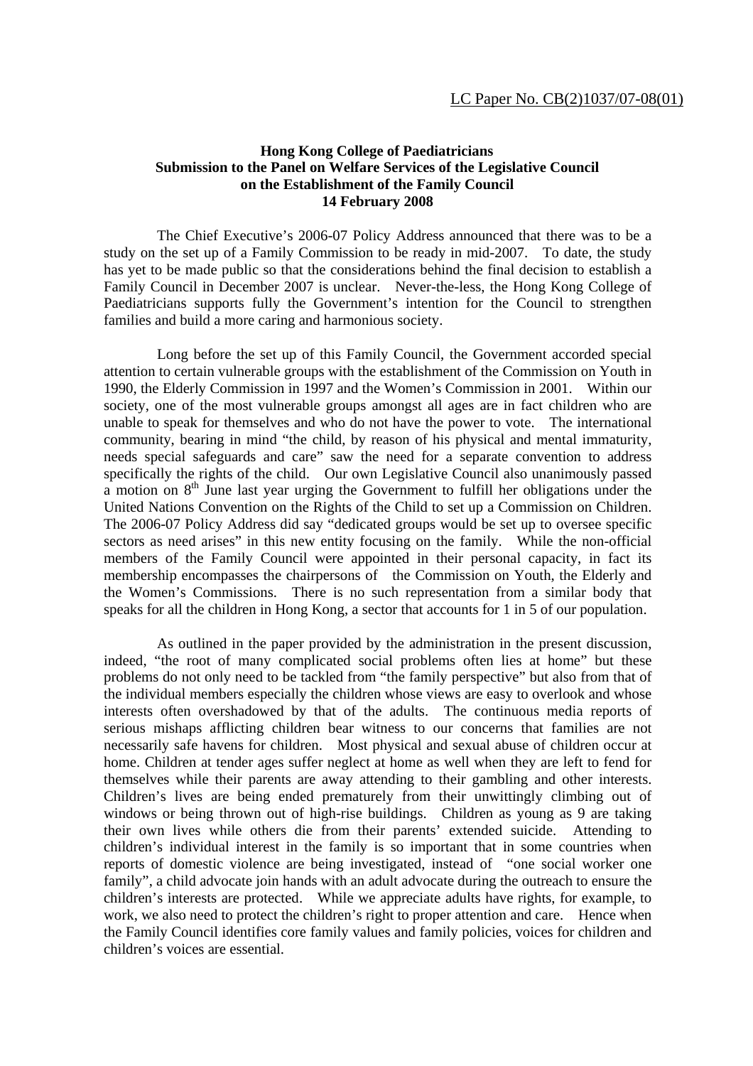LC Paper No. CB(2)1037/07-08(01)

**Hong Kong College of Paediatricians**
**Submission to the Panel on Welfare Services of the Legislative Council on the Establishment of the Family Council**
**14 February 2008**

The Chief Executive's 2006-07 Policy Address announced that there was to be a study on the set up of a Family Commission to be ready in mid-2007. To date, the study has yet to be made public so that the considerations behind the final decision to establish a Family Council in December 2007 is unclear. Never-the-less, the Hong Kong College of Paediatricians supports fully the Government's intention for the Council to strengthen families and build a more caring and harmonious society.

Long before the set up of this Family Council, the Government accorded special attention to certain vulnerable groups with the establishment of the Commission on Youth in 1990, the Elderly Commission in 1997 and the Women's Commission in 2001. Within our society, one of the most vulnerable groups amongst all ages are in fact children who are unable to speak for themselves and who do not have the power to vote. The international community, bearing in mind "the child, by reason of his physical and mental immaturity, needs special safeguards and care" saw the need for a separate convention to address specifically the rights of the child. Our own Legislative Council also unanimously passed a motion on 8th June last year urging the Government to fulfill her obligations under the United Nations Convention on the Rights of the Child to set up a Commission on Children. The 2006-07 Policy Address did say "dedicated groups would be set up to oversee specific sectors as need arises" in this new entity focusing on the family. While the non-official members of the Family Council were appointed in their personal capacity, in fact its membership encompasses the chairpersons of the Commission on Youth, the Elderly and the Women's Commissions. There is no such representation from a similar body that speaks for all the children in Hong Kong, a sector that accounts for 1 in 5 of our population.

As outlined in the paper provided by the administration in the present discussion, indeed, "the root of many complicated social problems often lies at home" but these problems do not only need to be tackled from "the family perspective" but also from that of the individual members especially the children whose views are easy to overlook and whose interests often overshadowed by that of the adults. The continuous media reports of serious mishaps afflicting children bear witness to our concerns that families are not necessarily safe havens for children. Most physical and sexual abuse of children occur at home. Children at tender ages suffer neglect at home as well when they are left to fend for themselves while their parents are away attending to their gambling and other interests. Children's lives are being ended prematurely from their unwittingly climbing out of windows or being thrown out of high-rise buildings. Children as young as 9 are taking their own lives while others die from their parents' extended suicide. Attending to children's individual interest in the family is so important that in some countries when reports of domestic violence are being investigated, instead of "one social worker one family", a child advocate join hands with an adult advocate during the outreach to ensure the children's interests are protected. While we appreciate adults have rights, for example, to work, we also need to protect the children's right to proper attention and care. Hence when the Family Council identifies core family values and family policies, voices for children and children's voices are essential.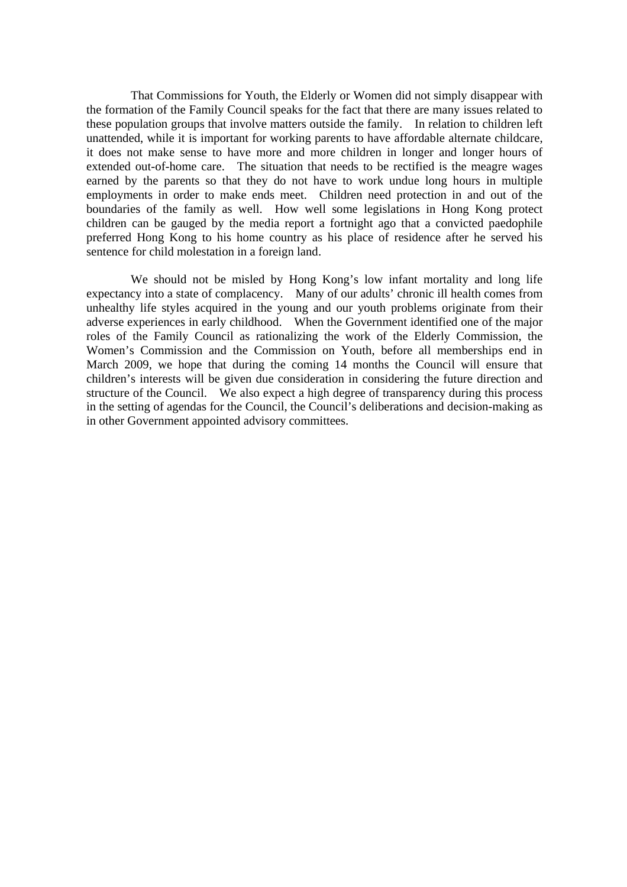That Commissions for Youth, the Elderly or Women did not simply disappear with the formation of the Family Council speaks for the fact that there are many issues related to these population groups that involve matters outside the family. In relation to children left unattended, while it is important for working parents to have affordable alternate childcare, it does not make sense to have more and more children in longer and longer hours of extended out-of-home care. The situation that needs to be rectified is the meagre wages earned by the parents so that they do not have to work undue long hours in multiple employments in order to make ends meet. Children need protection in and out of the boundaries of the family as well. How well some legislations in Hong Kong protect children can be gauged by the media report a fortnight ago that a convicted paedophile preferred Hong Kong to his home country as his place of residence after he served his sentence for child molestation in a foreign land.

We should not be misled by Hong Kong's low infant mortality and long life expectancy into a state of complacency. Many of our adults' chronic ill health comes from unhealthy life styles acquired in the young and our youth problems originate from their adverse experiences in early childhood. When the Government identified one of the major roles of the Family Council as rationalizing the work of the Elderly Commission, the Women's Commission and the Commission on Youth, before all memberships end in March 2009, we hope that during the coming 14 months the Council will ensure that children's interests will be given due consideration in considering the future direction and structure of the Council. We also expect a high degree of transparency during this process in the setting of agendas for the Council, the Council's deliberations and decision-making as in other Government appointed advisory committees.